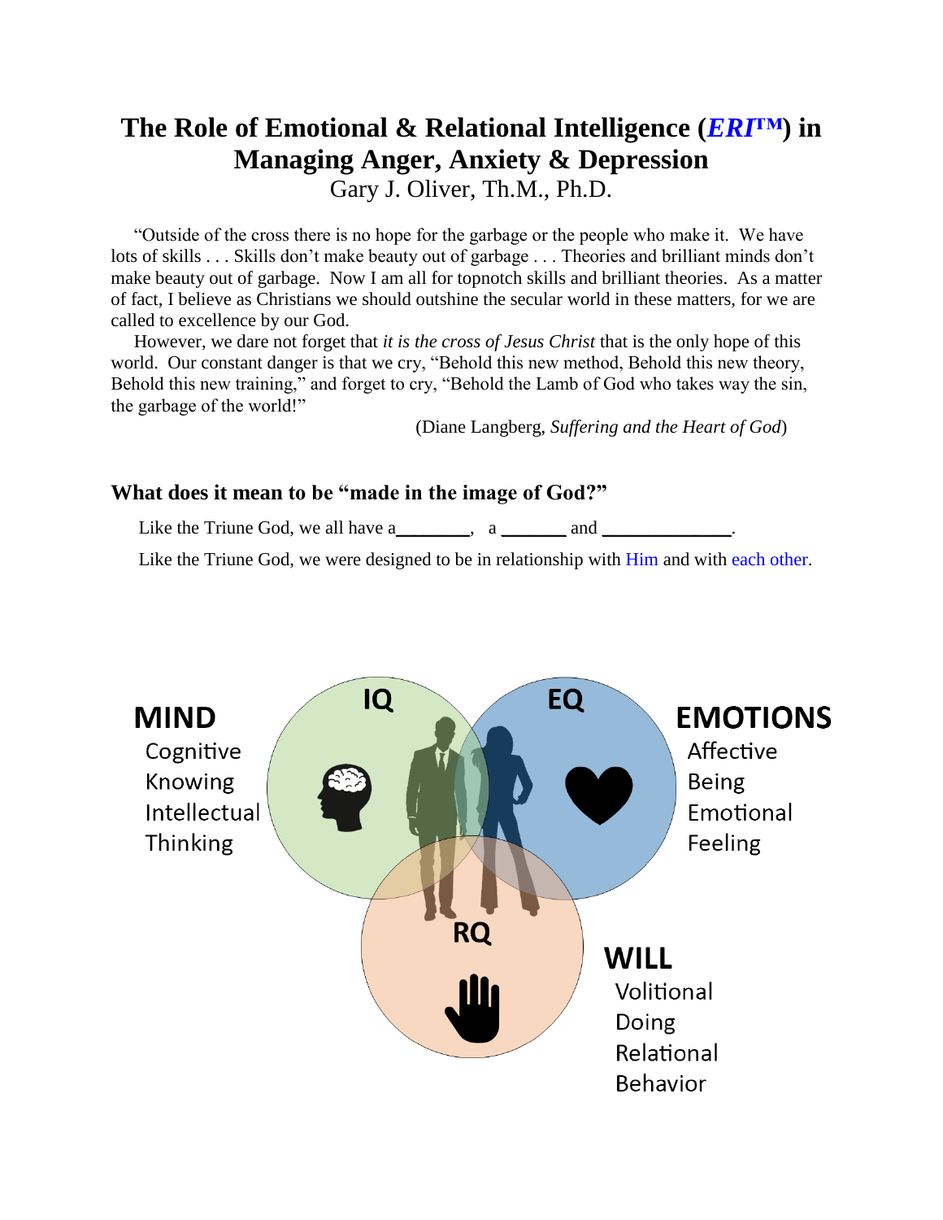# The Role of Emotional & Relational Intelligence (*ERI*™) in Managing Anger, Anxiety & Depression

Gary J. Oliver, Th.M., Ph.D.

"Outside of the cross there is no hope for the garbage or the people who make it. We have lots of skills . . . Skills don't make beauty out of garbage . . . Theories and brilliant minds don't make beauty out of garbage. Now I am all for topnotch skills and brilliant theories. As a matter of fact, I believe as Christians we should outshine the secular world in these matters, for we are called to excellence by our God.

However, we dare not forget that *it is the cross of Jesus Christ* that is the only hope of this world. Our constant danger is that we cry, "Behold this new method, Behold this new theory, Behold this new training," and forget to cry, "Behold the Lamb of God who takes way the sin, the garbage of the world!"

(Diane Langberg, *Suffering and the Heart of God*)

### What does it mean to be "made in the image of God?"

Like the Triune God, we all have a________, a _______ and ______________.

Like the Triune God, we were designed to be in relationship with Him and with each other.

**IQ** — **MIND**: Cognitive, Knowing, Intellectual, Thinking

**EQ** — **EMOTIONS**: Affective, Being, Emotional, Feeling

**RQ** — **WILL**: Volitional, Doing, Relational, Behavior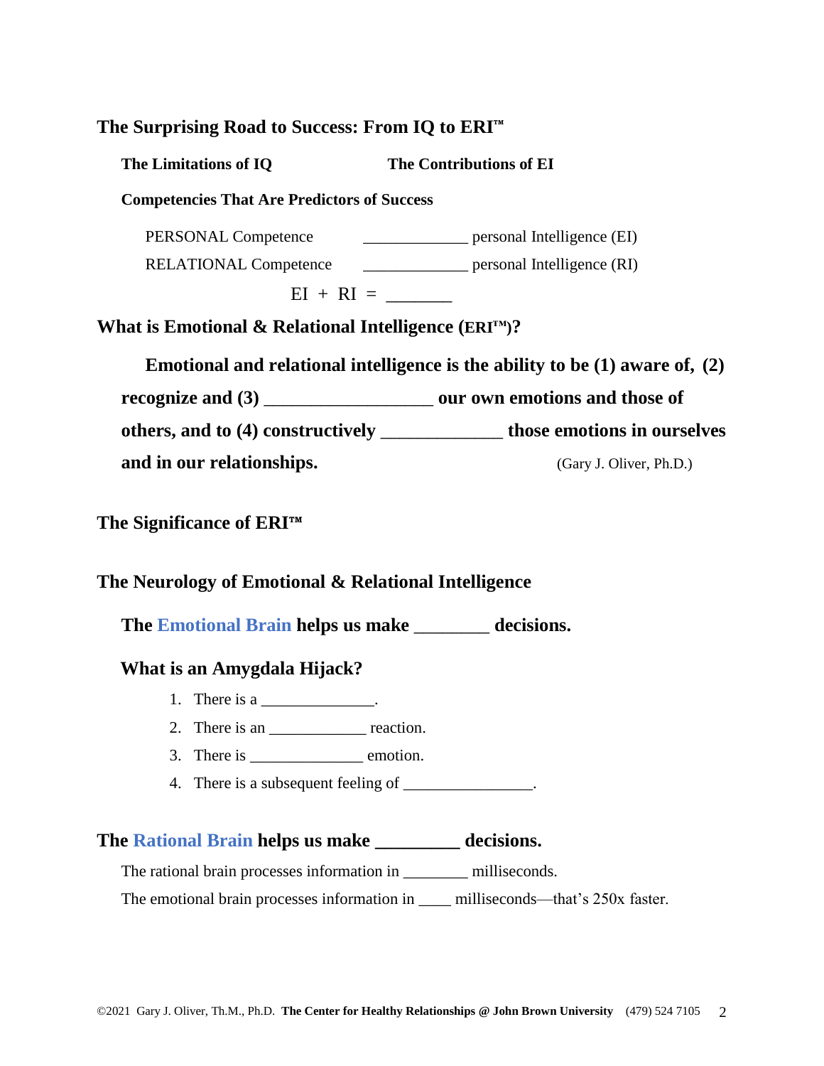## The Surprising Road to Success: From IQ to ERI™

**The Limitations of IQ** **The Contributions of EI**

**Competencies That Are Predictors of Success**

PERSONAL Competence _____________ personal Intelligence (EI)

RELATIONAL Competence _____________ personal Intelligence (RI)

EI + RI = _______

## What is Emotional & Relational Intelligence (ERI™)?

**Emotional and relational intelligence is the ability to be (1) aware of, (2) recognize and (3) __________________ our own emotions and those of others, and to (4) constructively _____________ those emotions in ourselves and in our relationships.** (Gary J. Oliver, Ph.D.)

## The Significance of ERI™

## The Neurology of Emotional & Relational Intelligence

### The Emotional Brain helps us make ________ decisions.

### What is an Amygdala Hijack?

1. There is a ______________.
2. There is an ____________ reaction.
3. There is ______________ emotion.
4. There is a subsequent feeling of ________________.

## The Rational Brain helps us make _________ decisions.

The rational brain processes information in ________ milliseconds.

The emotional brain processes information in ____ milliseconds—that's 250x faster.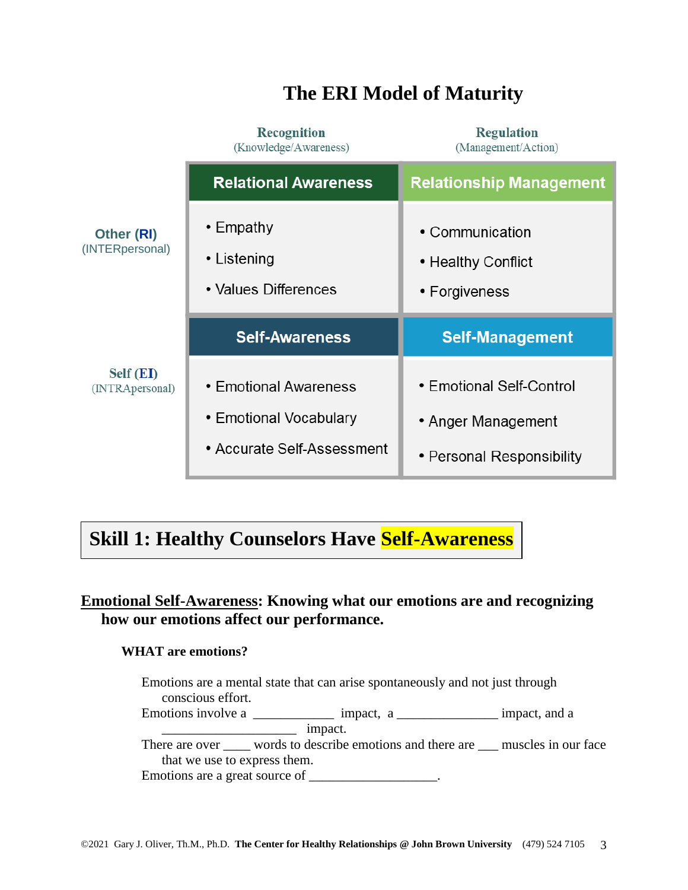# The ERI Model of Maturity

| | Recognition (Knowledge/Awareness) | Regulation (Management/Action) |
|---|---|---|
| Other (RI) (INTERpersonal) | **Relational Awareness**<br>• Empathy<br>• Listening<br>• Values Differences | **Relationship Management**<br>• Communication<br>• Healthy Conflict<br>• Forgiveness |
| Self (EI) (INTRApersonal) | **Self-Awareness**<br>• Emotional Awareness<br>• Emotional Vocabulary<br>• Accurate Self-Assessment | **Self-Management**<br>• Emotional Self-Control<br>• Anger Management<br>• Personal Responsibility |

## Skill 1: Healthy Counselors Have Self-Awareness

**Emotional Self-Awareness: Knowing what our emotions are and recognizing how our emotions affect our performance.**

**WHAT are emotions?**

Emotions are a mental state that can arise spontaneously and not just through conscious effort.

Emotions involve a ____________ impact, a _______________ impact, and a ____________________ impact.

There are over ____ words to describe emotions and there are ___ muscles in our face that we use to express them.

Emotions are a great source of ___________________.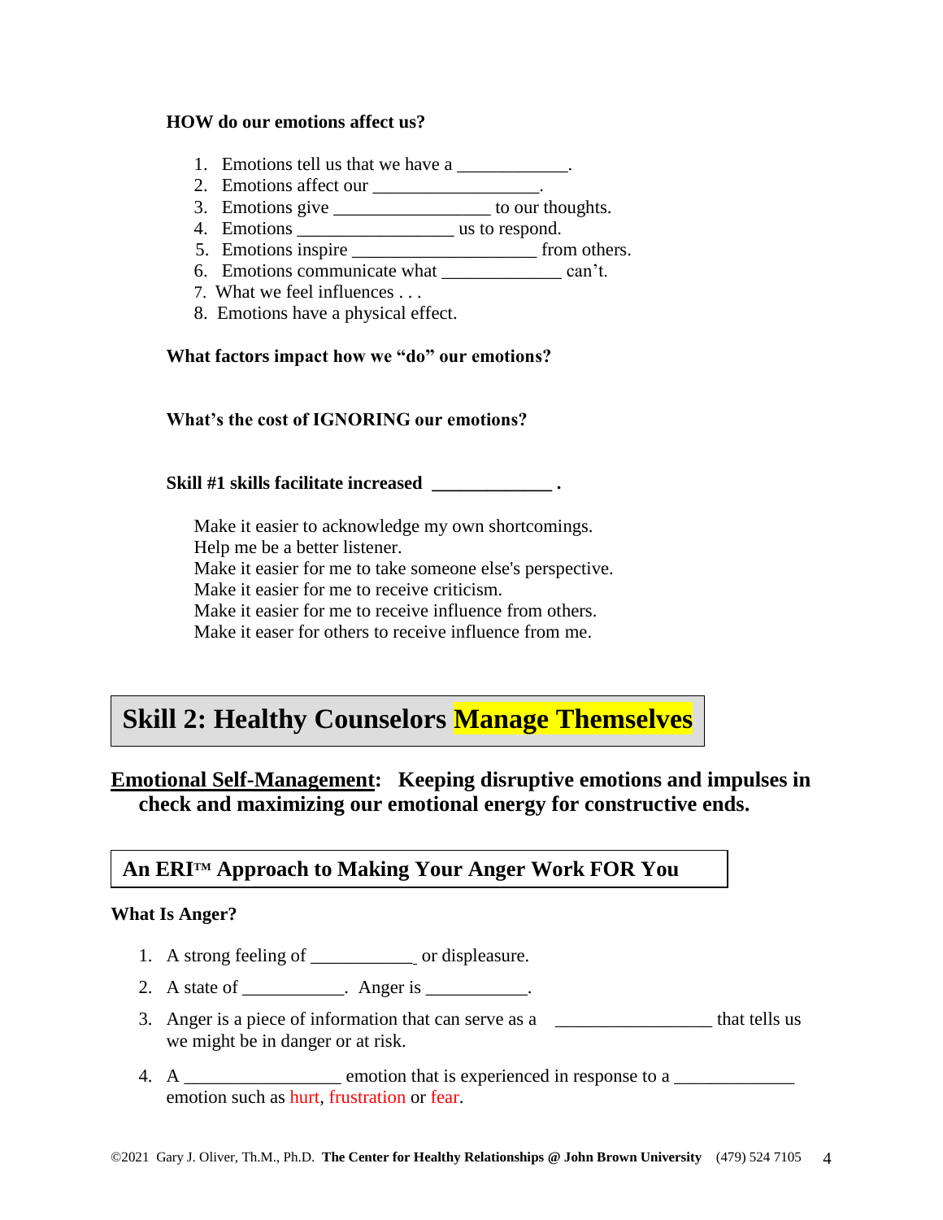**HOW do our emotions affect us?**

1. Emotions tell us that we have a ____________.
2. Emotions affect our __________________.
3. Emotions give ________________ to our thoughts.
4. Emotions ________________ us to respond.
5. Emotions inspire ___________________ from others.
6. Emotions communicate what ____________ can't.
7. What we feel influences . . .
8. Emotions have a physical effect.

**What factors impact how we "do" our emotions?**

**What's the cost of IGNORING our emotions?**

**Skill #1 skills facilitate increased _____________ .**

Make it easier to acknowledge my own shortcomings.
Help me be a better listener.
Make it easier for me to take someone else's perspective.
Make it easier for me to receive criticism.
Make it easier for me to receive influence from others.
Make it easer for others to receive influence from me.

## Skill 2: Healthy Counselors Manage Themselves

**Emotional Self-Management: Keeping disruptive emotions and impulses in check and maximizing our emotional energy for constructive ends.**

### An ERI™ Approach to Making Your Anger Work FOR You

**What Is Anger?**

1. A strong feeling of ___________ or displeasure.
2. A state of ___________. Anger is ___________.
3. Anger is a piece of information that can serve as a ________________ that tells us we might be in danger or at risk.
4. A ________________ emotion that is experienced in response to a _____________ emotion such as hurt, frustration or fear.

©2021 Gary J. Oliver, Th.M., Ph.D. **The Center for Healthy Relationships @ John Brown University** (479) 524 7105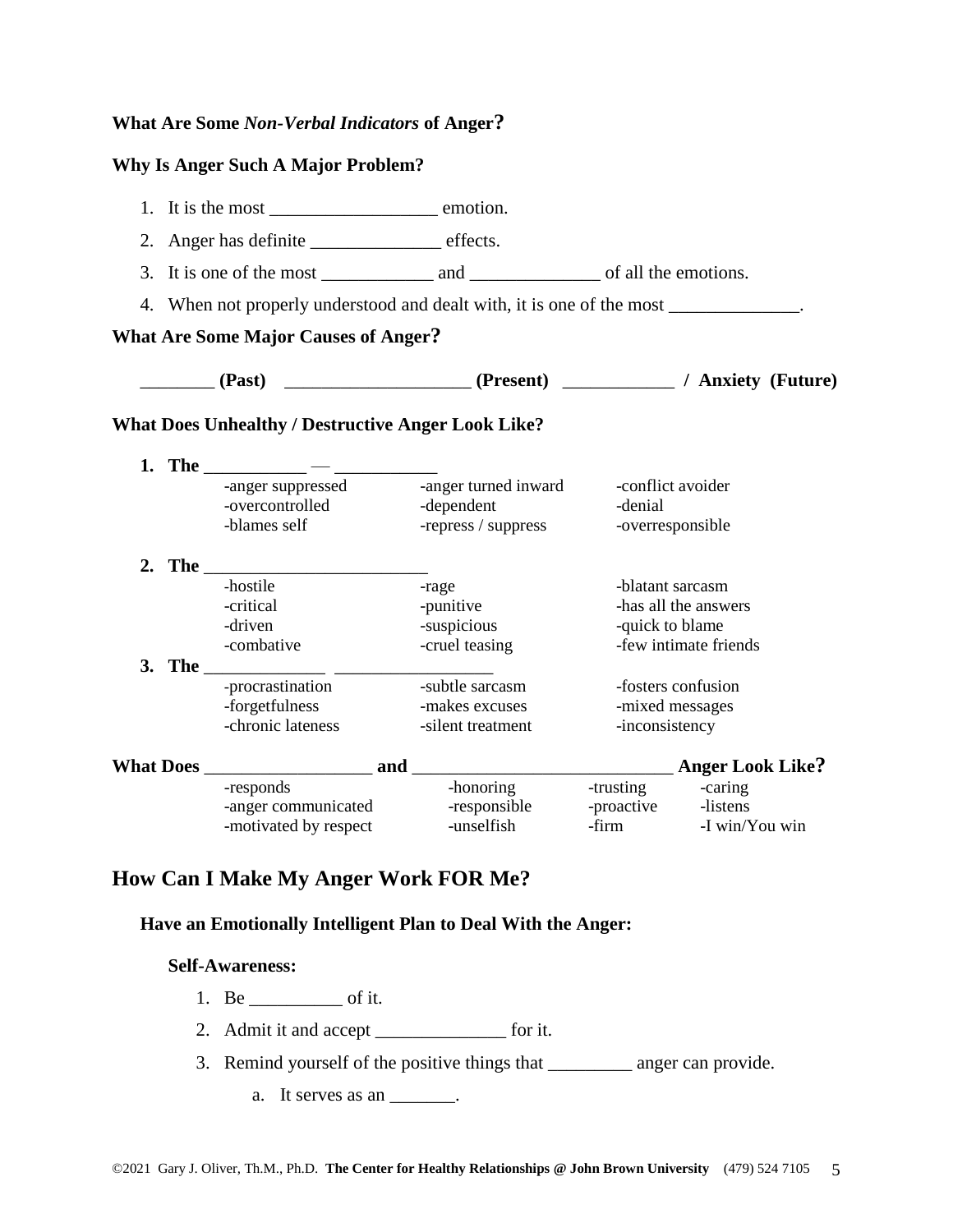**What Are Some *Non-Verbal Indicators* of Anger?**

**Why Is Anger Such A Major Problem?**

1. It is the most __________________ emotion.
2. Anger has definite ______________ effects.
3. It is one of the most ____________ and ______________ of all the emotions.
4. When not properly understood and dealt with, it is one of the most ______________.

**What Are Some Major Causes of Anger?**

________ **(Past)** ____________________ **(Present)** ____________ **/ Anxiety (Future)**

**What Does Unhealthy / Destructive Anger Look Like?**

**1. The** ___________ — ___________

| | | |
|---|---|---|
| -anger suppressed | -anger turned inward | -conflict avoider |
| -overcontrolled | -dependent | -denial |
| -blames self | -repress / suppress | -overresponsible |

**2. The** ________________________

| | | |
|---|---|---|
| -hostile | -rage | -blatant sarcasm |
| -critical | -punitive | -has all the answers |
| -driven | -suspicious | -quick to blame |
| -combative | -cruel teasing | -few intimate friends |

**3. The** _____________ _________________

| | | |
|---|---|---|
| -procrastination | -subtle sarcasm | -fosters confusion |
| -forgetfulness | -makes excuses | -mixed messages |
| -chronic lateness | -silent treatment | -inconsistency |

**What Does** __________________ **and** ____________________________ **Anger Look Like?**

| | | | |
|---|---|---|---|
| -responds | -honoring | -trusting | -caring |
| -anger communicated | -responsible | -proactive | -listens |
| -motivated by respect | -unselfish | -firm | -I win/You win |

## How Can I Make My Anger Work FOR Me?

**Have an Emotionally Intelligent Plan to Deal With the Anger:**

**Self-Awareness:**

1. Be __________ of it.
2. Admit it and accept ______________ for it.
3. Remind yourself of the positive things that _________ anger can provide.
   a. It serves as an _______.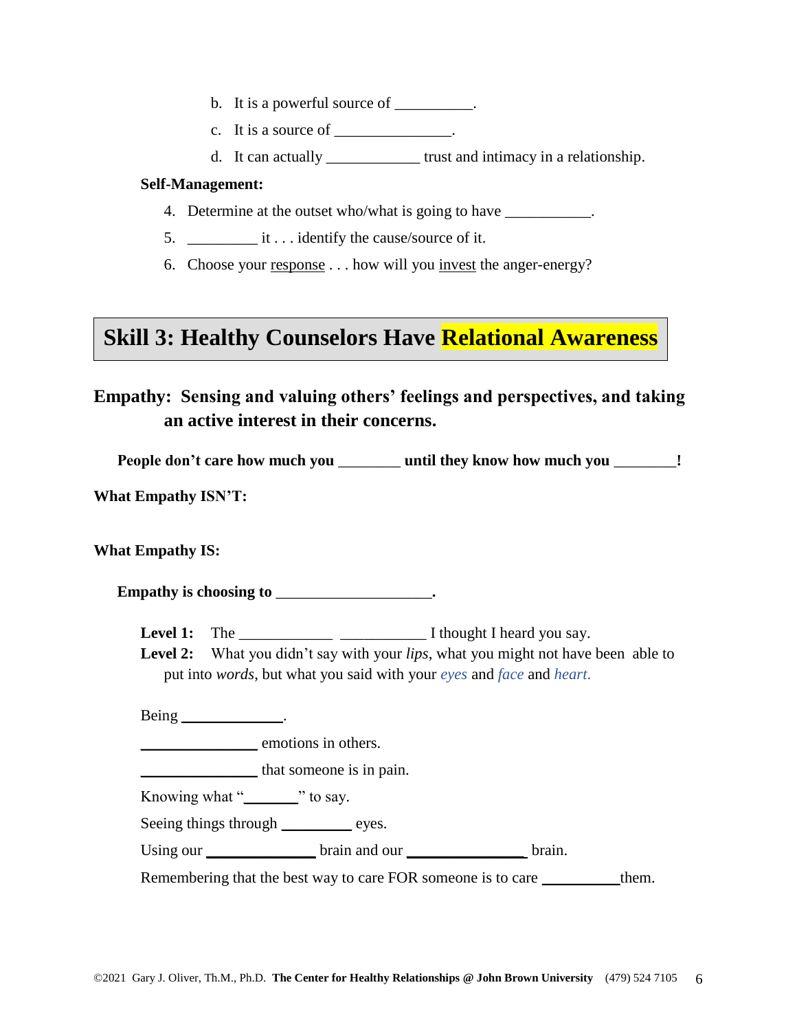b. It is a powerful source of __________.

c. It is a source of _______________.

d. It can actually ____________ trust and intimacy in a relationship.

**Self-Management:**

4. Determine at the outset who/what is going to have ___________.
5. _________ it . . . identify the cause/source of it.
6. Choose your <u>response</u> . . . how will you <u>invest</u> the anger-energy?

## Skill 3: Healthy Counselors Have Relational Awareness

### Empathy: Sensing and valuing others' feelings and perspectives, and taking an active interest in their concerns.

**People don't care how much you ________ until they know how much you ________!**

**What Empathy ISN'T:**

**What Empathy IS:**

**Empathy is choosing to ____________________.**

**Level 1:** The ____________ ___________ I thought I heard you say.

**Level 2:** What you didn't say with your *lips*, what you might not have been able to put into *words*, but what you said with your *eyes* and *face* and *heart.*

Being _____________.

_______________ emotions in others.

_______________ that someone is in pain.

Knowing what "_______" to say.

Seeing things through _________ eyes.

Using our ______________ brain and our _______________ brain.

Remembering that the best way to care FOR someone is to care __________them.

©2021 Gary J. Oliver, Th.M., Ph.D. **The Center for Healthy Relationships @ John Brown University** (479) 524 7105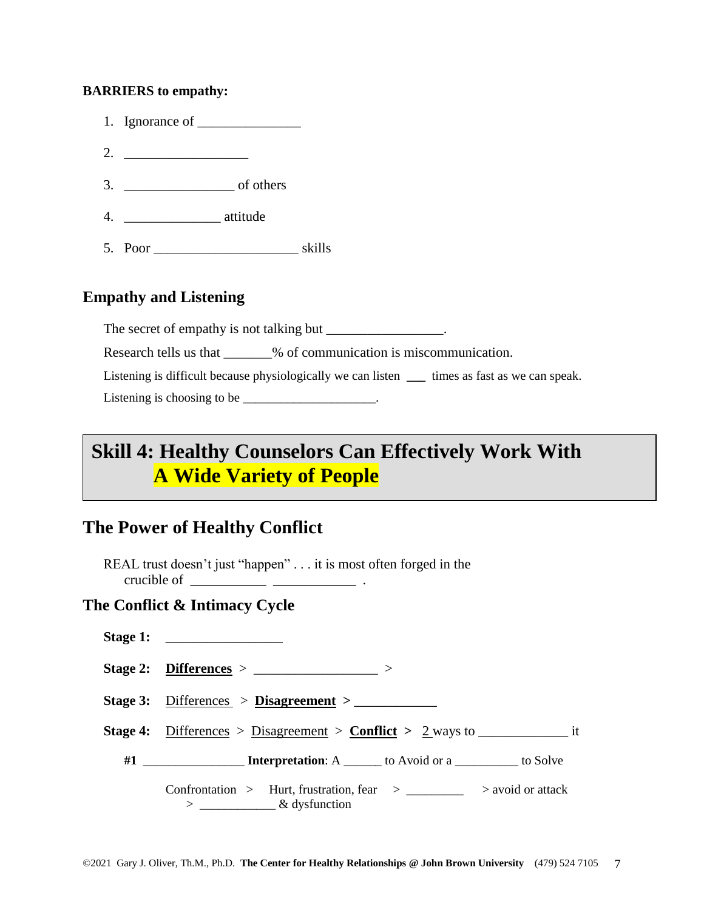**BARRIERS to empathy:**

1. Ignorance of _______________
2. __________________
3. ________________ of others
4. ______________ attitude
5. Poor _____________________ skills

## Empathy and Listening

The secret of empathy is not talking but _________________.

Research tells us that _______% of communication is miscommunication.

Listening is difficult because physiologically we can listen ___ times as fast as we can speak.

Listening is choosing to be ____________________.

# Skill 4: Healthy Counselors Can Effectively Work With A Wide Variety of People

## The Power of Healthy Conflict

REAL trust doesn't just "happen" . . . it is most often forged in the crucible of ___________ ____________ .

## The Conflict & Intimacy Cycle

**Stage 1:** _________________

**Stage 2:** **Differences** > __________________ >

**Stage 3:** Differences > **Disagreement** > ____________

**Stage 4:** Differences > Disagreement > **Conflict** > 2 ways to _____________ it

**#1** _______________ **Interpretation**: A ______ to Avoid or a __________ to Solve

Confrontation > Hurt, frustration, fear > _________ > avoid or attack > ____________ & dysfunction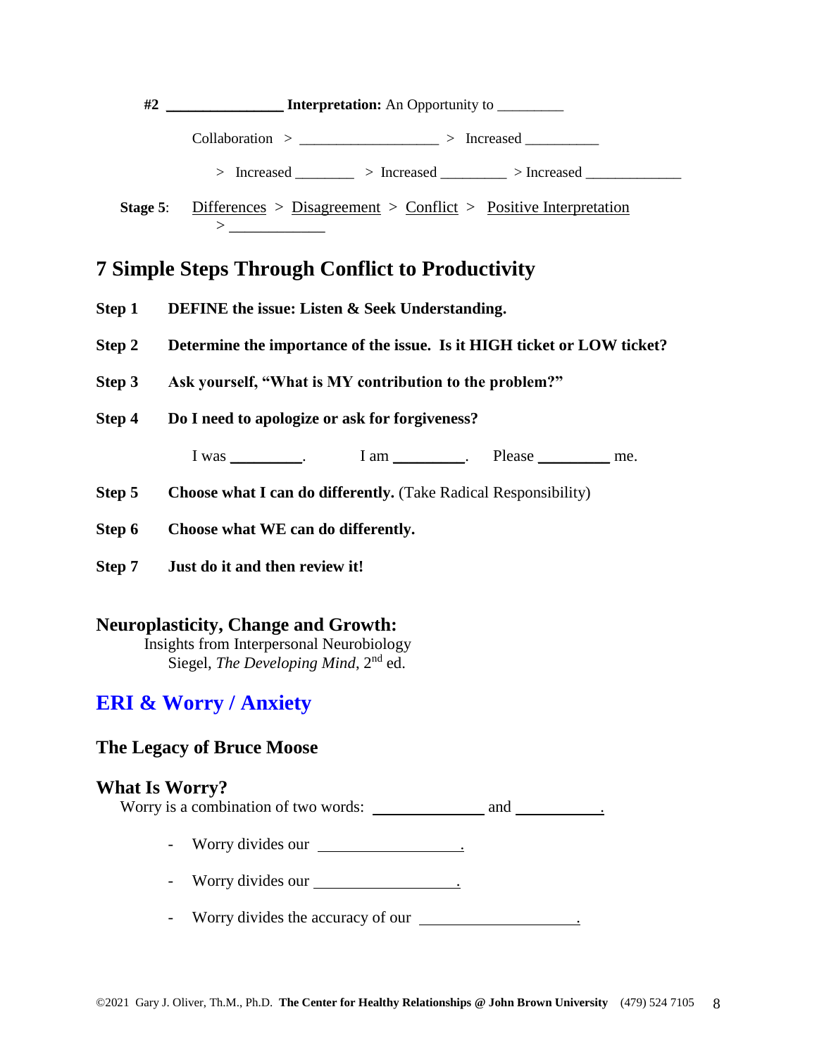**#2 ________________ Interpretation:** An Opportunity to _________

Collaboration > __________________ > Increased __________

> Increased ________ > Increased _________ > Increased _____________

**Stage 5**: Differences > Disagreement > Conflict > Positive Interpretation > ____________

## 7 Simple Steps Through Conflict to Productivity

**Step 1** **DEFINE the issue: Listen & Seek Understanding.**

**Step 2** **Determine the importance of the issue. Is it HIGH ticket or LOW ticket?**

**Step 3** **Ask yourself, "What is MY contribution to the problem?"**

**Step 4** **Do I need to apologize or ask for forgiveness?**

I was _________. I am _________. Please _________ me.

**Step 5** **Choose what I can do differently.** (Take Radical Responsibility)

**Step 6** **Choose what WE can do differently.**

**Step 7** **Just do it and then review it!**

## Neuroplasticity, Change and Growth:

Insights from Interpersonal Neurobiology

Siegel, *The Developing Mind*, 2nd ed.

## ERI & Worry / Anxiety

### The Legacy of Bruce Moose

### What Is Worry?

Worry is a combination of two words: ______________ and ___________.

- Worry divides our __________________.
- Worry divides our __________________.
- Worry divides the accuracy of our ____________________.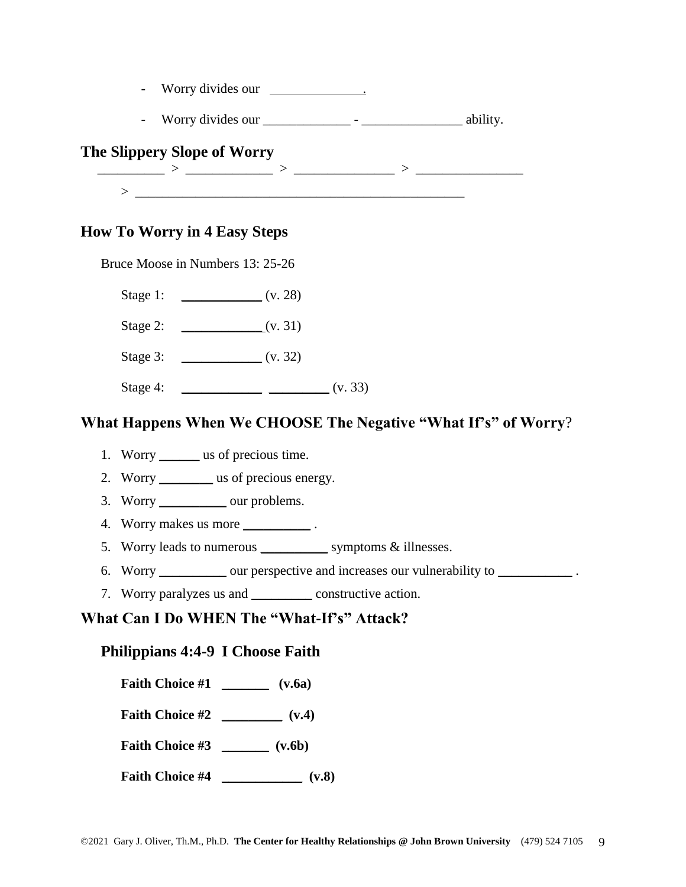- Worry divides our ______________.
- Worry divides our _____________ - _______________ ability.

## The Slippery Slope of Worry

__________ > _____________ > _______________ > ________________

> __________________________________________________

## How To Worry in 4 Easy Steps

Bruce Moose in Numbers 13: 25-26

Stage 1: ____________ (v. 28)

Stage 2: ____________ (v. 31)

Stage 3: ____________ (v. 32)

Stage 4: ____________ _________ (v. 33)

## What Happens When We CHOOSE The Negative "What If's" of Worry?

1. Worry ______ us of precious time.
2. Worry ________ us of precious energy.
3. Worry __________ our problems.
4. Worry makes us more __________ .
5. Worry leads to numerous __________ symptoms & illnesses.
6. Worry __________ our perspective and increases our vulnerability to ___________ .
7. Worry paralyzes us and _________ constructive action.

## What Can I Do WHEN The "What-If's" Attack?

### Philippians 4:4-9 I Choose Faith

**Faith Choice #1 _______ (v.6a)**

**Faith Choice #2 _________ (v.4)**

**Faith Choice #3 _______ (v.6b)**

**Faith Choice #4 ____________ (v.8)**

©2021 Gary J. Oliver, Th.M., Ph.D. **The Center for Healthy Relationships @ John Brown University** (479) 524 7105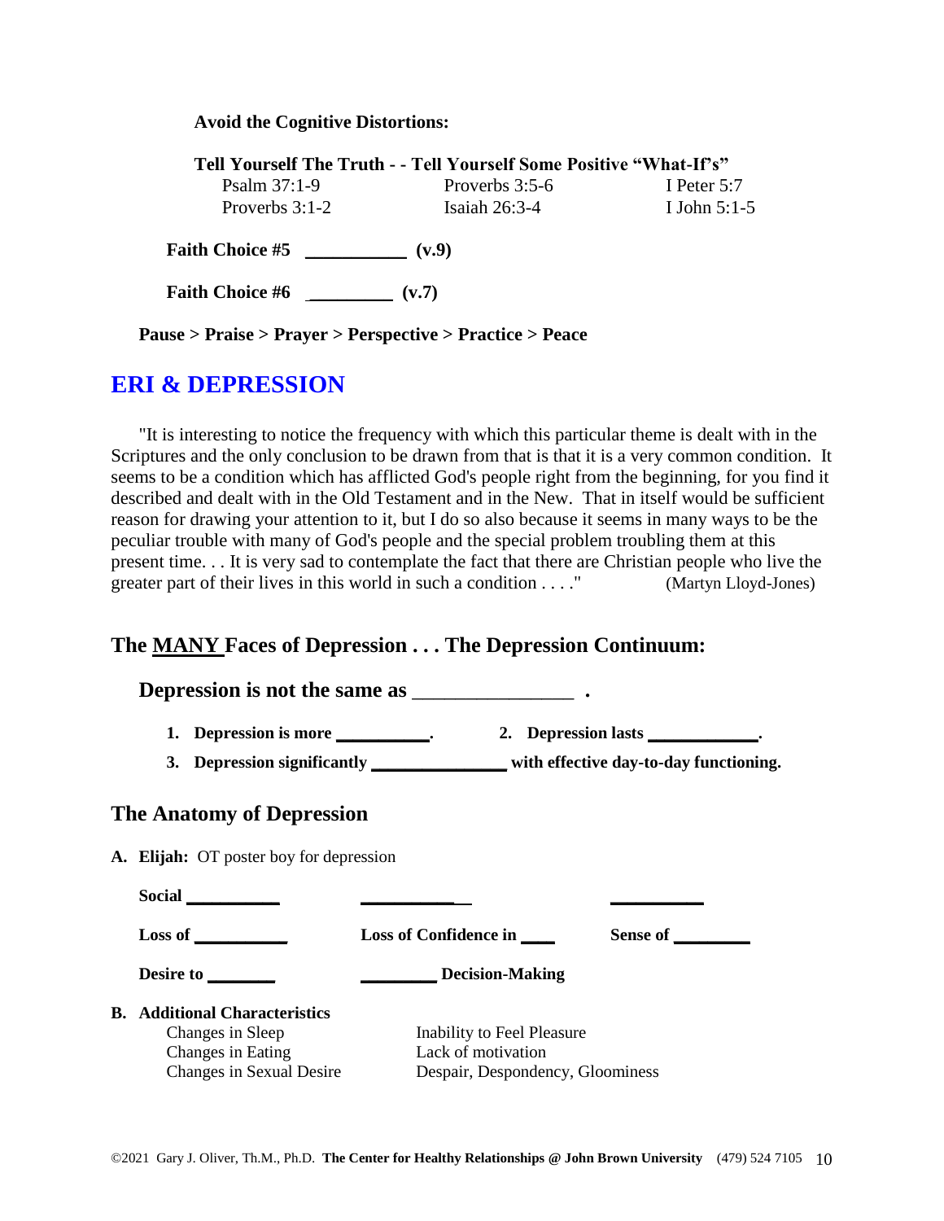**Avoid the Cognitive Distortions:**

**Tell Yourself The Truth - - Tell Yourself Some Positive "What-If's"**

| | | |
|---|---|---|
| Psalm 37:1-9 | Proverbs 3:5-6 | I Peter 5:7 |
| Proverbs 3:1-2 | Isaiah 26:3-4 | I John 5:1-5 |

**Faith Choice #5 ___________ (v.9)**

**Faith Choice #6 _________ (v.7)**

**Pause > Praise > Prayer > Perspective > Practice > Peace**

## ERI & DEPRESSION

"It is interesting to notice the frequency with which this particular theme is dealt with in the Scriptures and the only conclusion to be drawn from that is that it is a very common condition. It seems to be a condition which has afflicted God's people right from the beginning, for you find it described and dealt with in the Old Testament and in the New. That in itself would be sufficient reason for drawing your attention to it, but I do so also because it seems in many ways to be the peculiar trouble with many of God's people and the special problem troubling them at this present time. . . It is very sad to contemplate the fact that there are Christian people who live the greater part of their lives in this world in such a condition . . . ." (Martyn Lloyd-Jones)

### The MANY Faces of Depression . . . The Depression Continuum:

**Depression is not the same as _______________ .**

1. **Depression is more __________.**
2. **Depression lasts ____________.**
3. **Depression significantly _______________ with effective day-to-day functioning.**

### The Anatomy of Depression

**A. Elijah:** OT poster boy for depression

| | | |
|---|---|---|
| **Social __________** | **__________** | **__________** |
| **Loss of __________** | **Loss of Confidence in ____** | **Sense of ________** |
| **Desire to _______** | **________ Decision-Making** | |

**B. Additional Characteristics**

| | |
|---|---|
| Changes in Sleep | Inability to Feel Pleasure |
| Changes in Eating | Lack of motivation |
| Changes in Sexual Desire | Despair, Despondency, Gloominess |

©2021 Gary J. Oliver, Th.M., Ph.D. **The Center for Healthy Relationships @ John Brown University** (479) 524 7105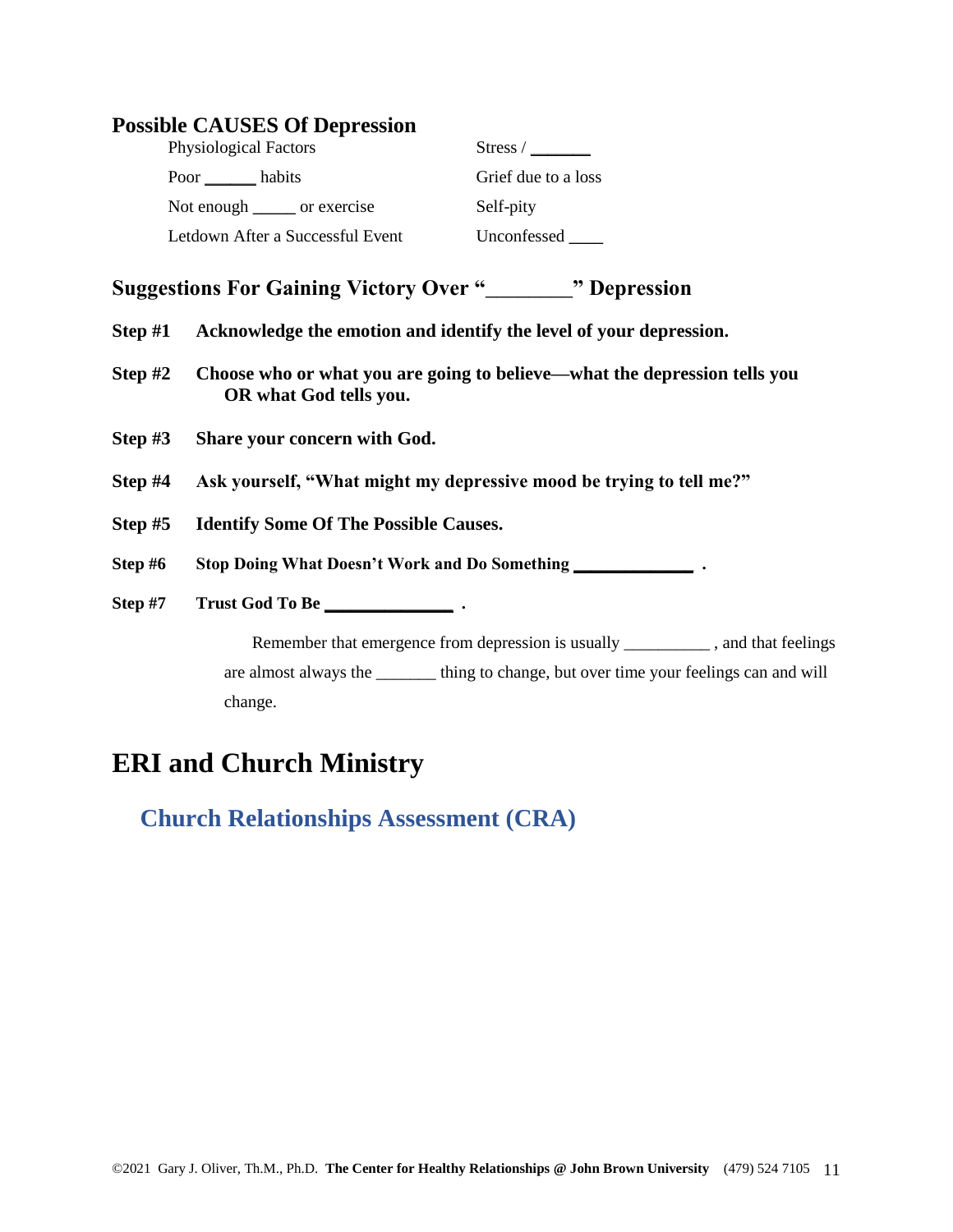### Possible CAUSES Of Depression

| | |
|---|---|
| Physiological Factors | Stress / ______ |
| Poor ______ habits | Grief due to a loss |
| Not enough _____ or exercise | Self-pity |
| Letdown After a Successful Event | Unconfessed ____ |

### Suggestions For Gaining Victory Over "________" Depression

**Step #1** **Acknowledge the emotion and identify the level of your depression.**

**Step #2** **Choose who or what you are going to believe—what the depression tells you OR what God tells you.**

**Step #3** **Share your concern with God.**

**Step #4** **Ask yourself, "What might my depressive mood be trying to tell me?"**

**Step #5** **Identify Some Of The Possible Causes.**

**Step #6** **Stop Doing What Doesn't Work and Do Something _____________ .**

**Step #7** **Trust God To Be ______________ .**

Remember that emergence from depression is usually __________ , and that feelings are almost always the _______ thing to change, but over time your feelings can and will change.

# ERI and Church Ministry

## Church Relationships Assessment (CRA)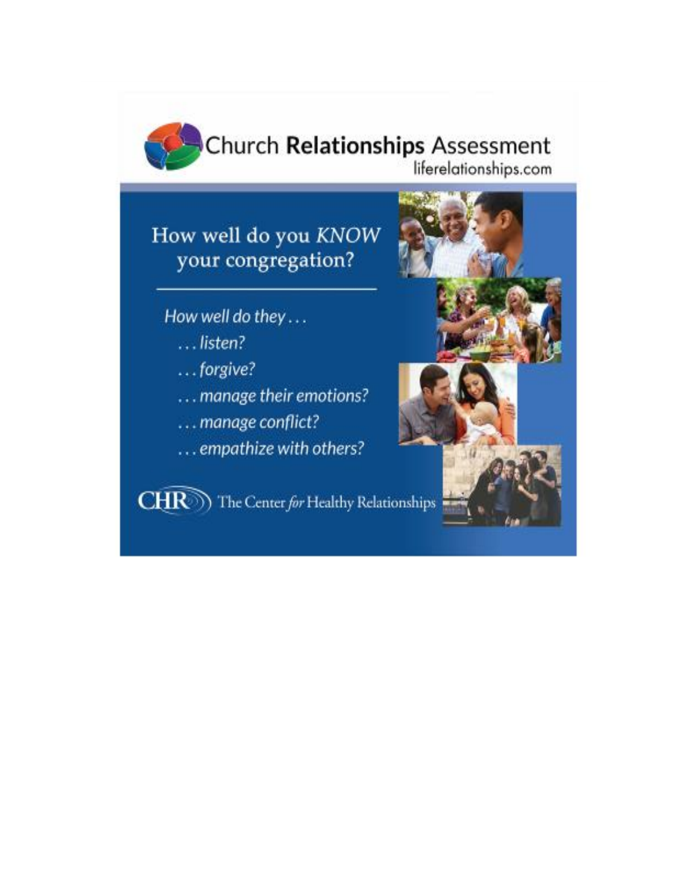# Church **Relationships** Assessment

liferelationships.com

## How well do you *KNOW* your congregation?

*How well do they . . .*

- *. . . listen?*
- *. . . forgive?*
- *. . . manage their emotions?*
- *. . . manage conflict?*
- *. . . empathize with others?*

CHR The Center *for* Healthy Relationships